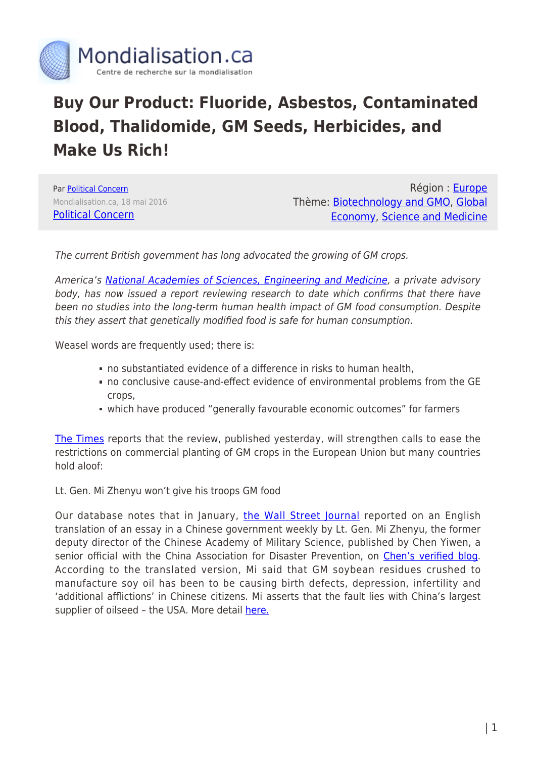Mondialisation.ca

Centre de recherche sur la mondialisation

# Buy Our Product: Fluoride, Asbestos, Contaminated Blood, Thalidomide, GM Seeds, Herbicides, and Make Us Rich!

Par [Political Concern](#)

Mondialisation.ca, 18 mai 2016

[Political Concern](#)

Région : [Europe](#)

Thème: [Biotechnology and GMO](#), [Global Economy](#), [Science and Medicine](#)

*The current British government has long advocated the growing of GM crops.*

*America's [National Academies of Sciences, Engineering and Medicine](#), a private advisory body, has now issued a report reviewing research to date which confirms that there have been no studies into the long-term human health impact of GM food consumption. Despite this they assert that genetically modified food is safe for human consumption.*

Weasel words are frequently used; there is:

- no substantiated evidence of a difference in risks to human health,
- no conclusive cause-and-effect evidence of environmental problems from the GE crops,
- which have produced "generally favourable economic outcomes" for farmers

[The Times](#) reports that the review, published yesterday, will strengthen calls to ease the restrictions on commercial planting of GM crops in the European Union but many countries hold aloof:

Lt. Gen. Mi Zhenyu won't give his troops GM food

Our database notes that in January, [the Wall Street Journal](#) reported on an English translation of an essay in a Chinese government weekly by Lt. Gen. Mi Zhenyu, the former deputy director of the Chinese Academy of Military Science, published by Chen Yiwen, a senior official with the China Association for Disaster Prevention, on [Chen's verified blog](#). According to the translated version, Mi said that GM soybean residues crushed to manufacture soy oil has been to be causing birth defects, depression, infertility and 'additional afflictions' in Chinese citizens. Mi asserts that the fault lies with China's largest supplier of oilseed – the USA. More detail [here.](#)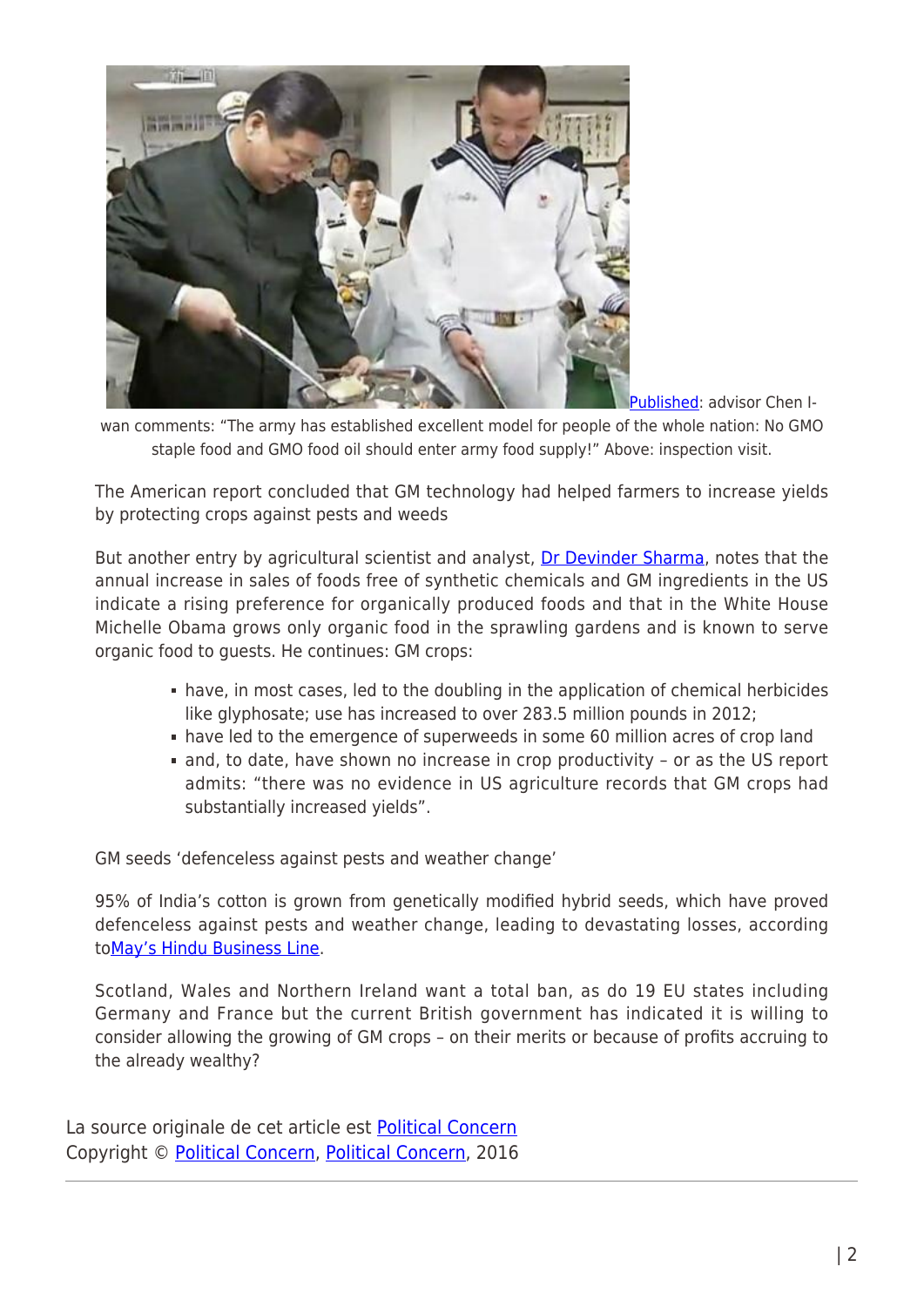Published: advisor Chen I-wan comments: "The army has established excellent model for people of the whole nation: No GMO staple food and GMO food oil should enter army food supply!" Above: inspection visit.

The American report concluded that GM technology had helped farmers to increase yields by protecting crops against pests and weeds

But another entry by agricultural scientist and analyst, Dr Devinder Sharma, notes that the annual increase in sales of foods free of synthetic chemicals and GM ingredients in the US indicate a rising preference for organically produced foods and that in the White House Michelle Obama grows only organic food in the sprawling gardens and is known to serve organic food to guests. He continues: GM crops:

- have, in most cases, led to the doubling in the application of chemical herbicides like glyphosate; use has increased to over 283.5 million pounds in 2012;
- have led to the emergence of superweeds in some 60 million acres of crop land
- and, to date, have shown no increase in crop productivity – or as the US report admits: "there was no evidence in US agriculture records that GM crops had substantially increased yields".

GM seeds 'defenceless against pests and weather change'

95% of India's cotton is grown from genetically modified hybrid seeds, which have proved defenceless against pests and weather change, leading to devastating losses, according toMay's Hindu Business Line.

Scotland, Wales and Northern Ireland want a total ban, as do 19 EU states including Germany and France but the current British government has indicated it is willing to consider allowing the growing of GM crops – on their merits or because of profits accruing to the already wealthy?

La source originale de cet article est Political Concern
Copyright © Political Concern, Political Concern, 2016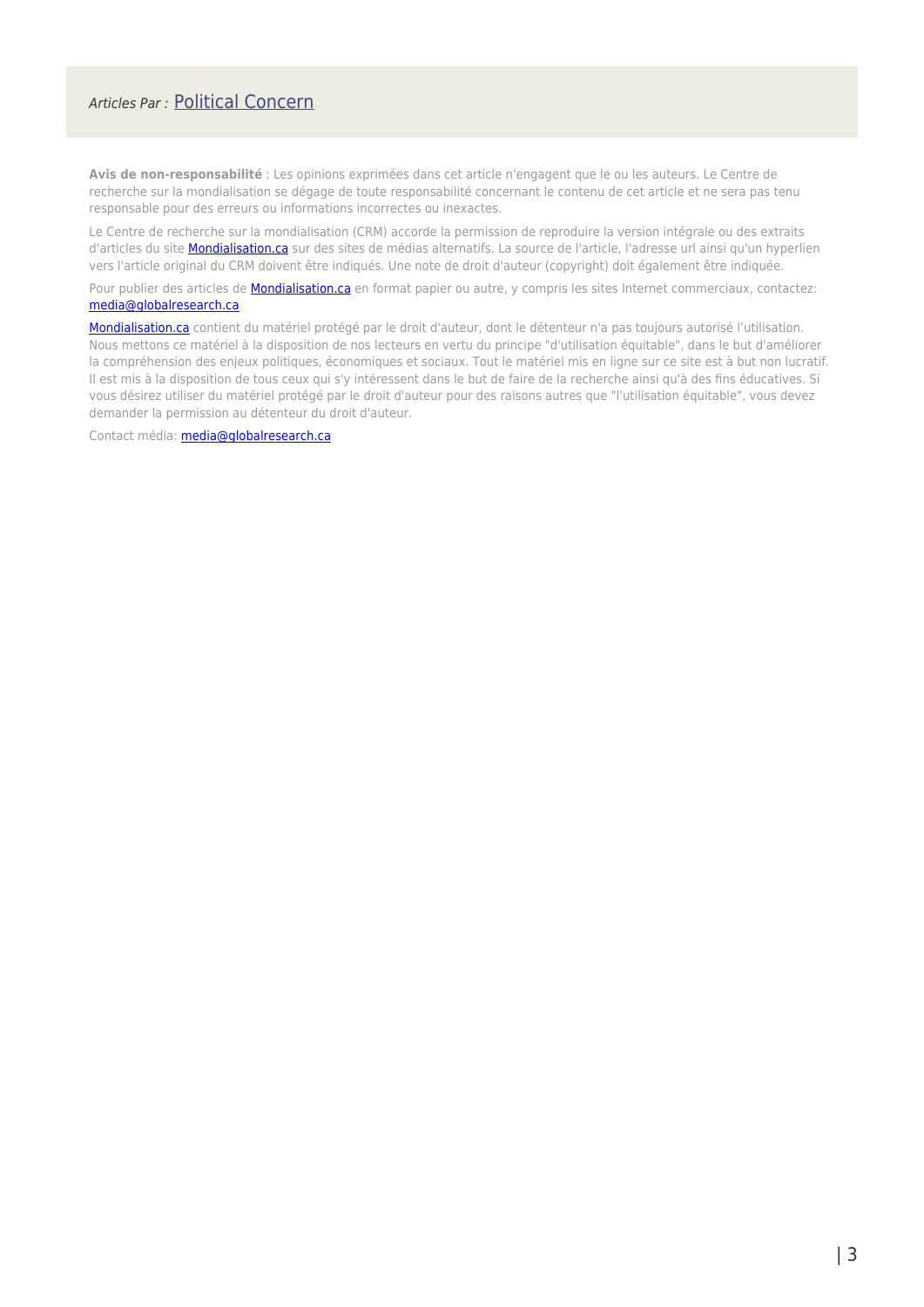*Articles Par :* [Political Concern]

**Avis de non-responsabilité** : Les opinions exprimées dans cet article n'engagent que le ou les auteurs. Le Centre de recherche sur la mondialisation se dégage de toute responsabilité concernant le contenu de cet article et ne sera pas tenu responsable pour des erreurs ou informations incorrectes ou inexactes.

Le Centre de recherche sur la mondialisation (CRM) accorde la permission de reproduire la version intégrale ou des extraits d'articles du site Mondialisation.ca sur des sites de médias alternatifs. La source de l'article, l'adresse url ainsi qu'un hyperlien vers l'article original du CRM doivent être indiqués. Une note de droit d'auteur (copyright) doit également être indiquée.

Pour publier des articles de Mondialisation.ca en format papier ou autre, y compris les sites Internet commerciaux, contactez: media@globalresearch.ca

Mondialisation.ca contient du matériel protégé par le droit d'auteur, dont le détenteur n'a pas toujours autorisé l'utilisation. Nous mettons ce matériel à la disposition de nos lecteurs en vertu du principe "d'utilisation équitable", dans le but d'améliorer la compréhension des enjeux politiques, économiques et sociaux. Tout le matériel mis en ligne sur ce site est à but non lucratif. Il est mis à la disposition de tous ceux qui s'y intéressent dans le but de faire de la recherche ainsi qu'à des fins éducatives. Si vous désirez utiliser du matériel protégé par le droit d'auteur pour des raisons autres que "l'utilisation équitable", vous devez demander la permission au détenteur du droit d'auteur.

Contact média: media@globalresearch.ca